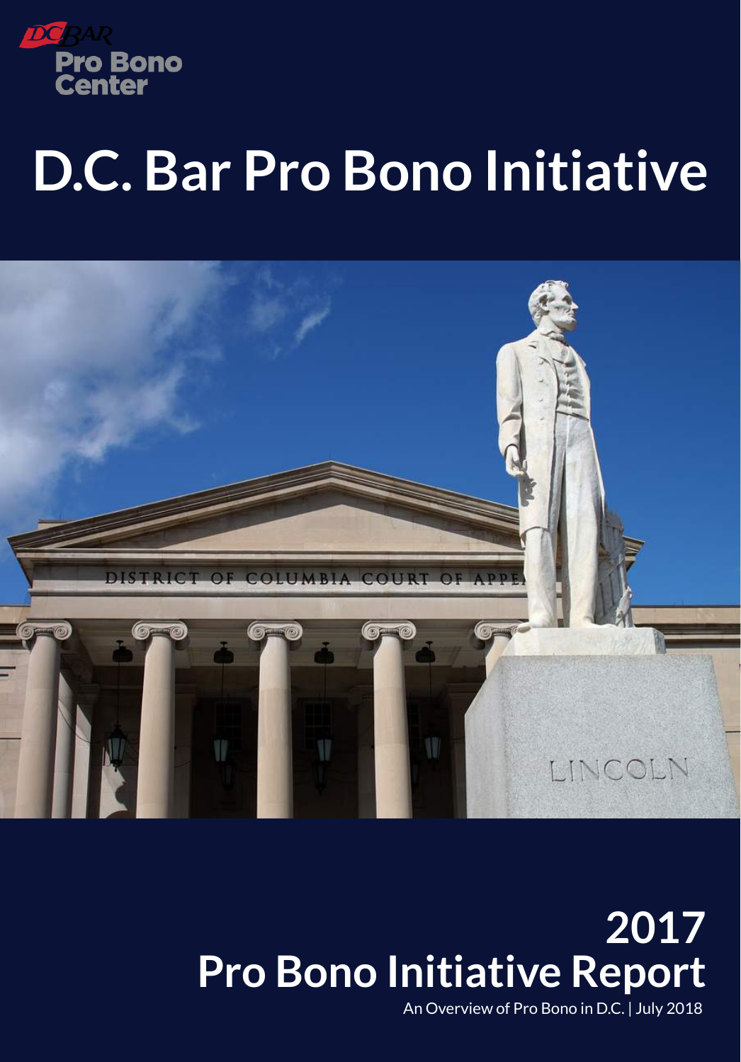DC BAR
Pro Bono Center

# D.C. Bar Pro Bono Initiative

# 2017
# Pro Bono Initiative Report

An Overview of Pro Bono in D.C. | July 2018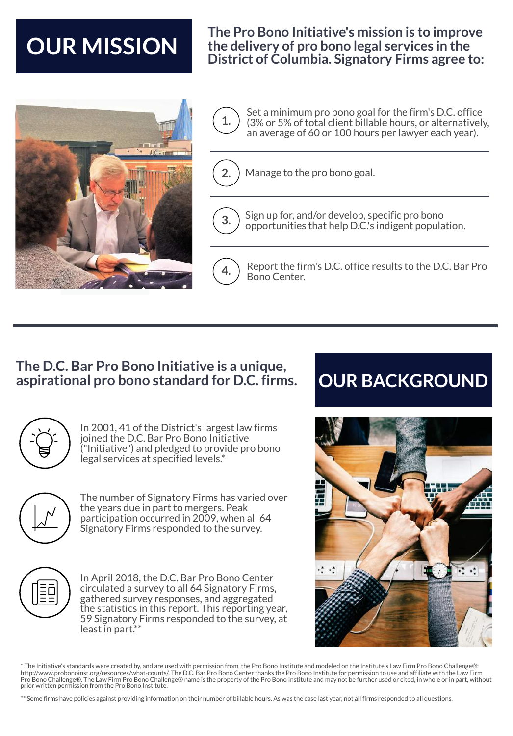# OUR MISSION

**The Pro Bono Initiative's mission is to improve the delivery of pro bono legal services in the District of Columbia. Signatory Firms agree to:**

1. Set a minimum pro bono goal for the firm's D.C. office (3% or 5% of total client billable hours, or alternatively, an average of 60 or 100 hours per lawyer each year).
2. Manage to the pro bono goal.
3. Sign up for, and/or develop, specific pro bono opportunities that help D.C.'s indigent population.
4. Report the firm's D.C. office results to the D.C. Bar Pro Bono Center.

---

# OUR BACKGROUND

**The D.C. Bar Pro Bono Initiative is a unique, aspirational pro bono standard for D.C. firms.**

In 2001, 41 of the District's largest law firms joined the D.C. Bar Pro Bono Initiative ("Initiative") and pledged to provide pro bono legal services at specified levels.*

The number of Signatory Firms has varied over the years due in part to mergers. Peak participation occurred in 2009, when all 64 Signatory Firms responded to the survey.

In April 2018, the D.C. Bar Pro Bono Center circulated a survey to all 64 Signatory Firms, gathered survey responses, and aggregated the statistics in this report. This reporting year, 59 Signatory Firms responded to the survey, at least in part.**

* The Initiative's standards were created by, and are used with permission from, the Pro Bono Institute and modeled on the Institute's Law Firm Pro Bono Challenge®: http://www.probonoinst.org/resources/what-counts/. The D.C. Bar Pro Bono Center thanks the Pro Bono Institute for permission to use and affiliate with the Law Firm Pro Bono Challenge®. The Law Firm Pro Bono Challenge® name is the property of the Pro Bono Institute and may not be further used or cited, in whole or in part, without prior written permission from the Pro Bono Institute.

** Some firms have policies against providing information on their number of billable hours. As was the case last year, not all firms responded to all questions.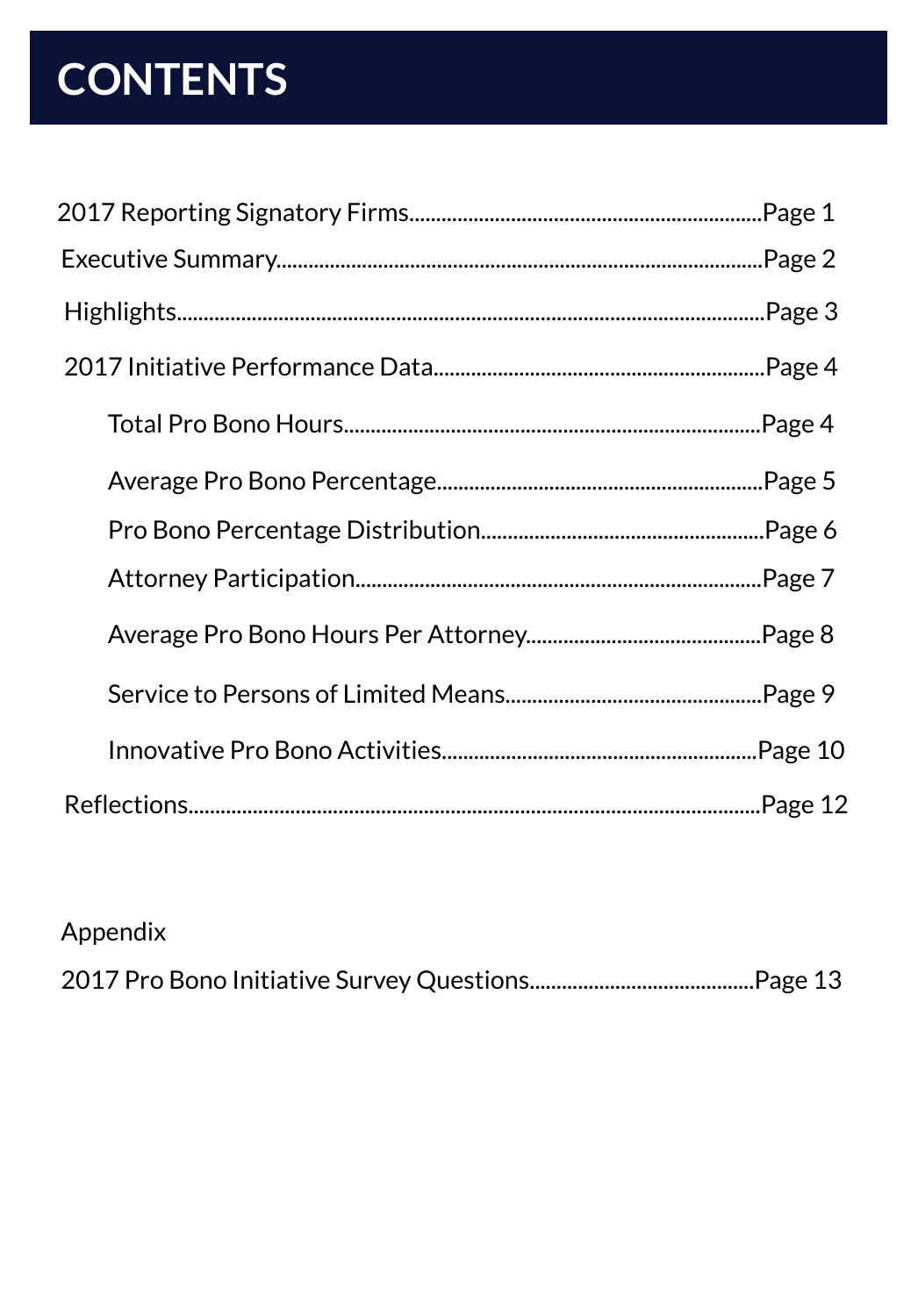# CONTENTS

2017 Reporting Signatory Firms....................................................................Page 1

Executive Summary..........................................................................................Page 2

Highlights............................................................................................................Page 3

2017 Initiative Performance Data..............................................................Page 4

- Total Pro Bono Hours..............................................................................Page 4
- Average Pro Bono Percentage.............................................................Page 5
- Pro Bono Percentage Distribution.....................................................Page 6
- Attorney Participation............................................................................Page 7
- Average Pro Bono Hours Per Attorney............................................Page 8
- Service to Persons of Limited Means................................................Page 9
- Innovative Pro Bono Activities...........................................................Page 10

Reflections..........................................................................................................Page 12

Appendix

2017 Pro Bono Initiative Survey Questions..........................................Page 13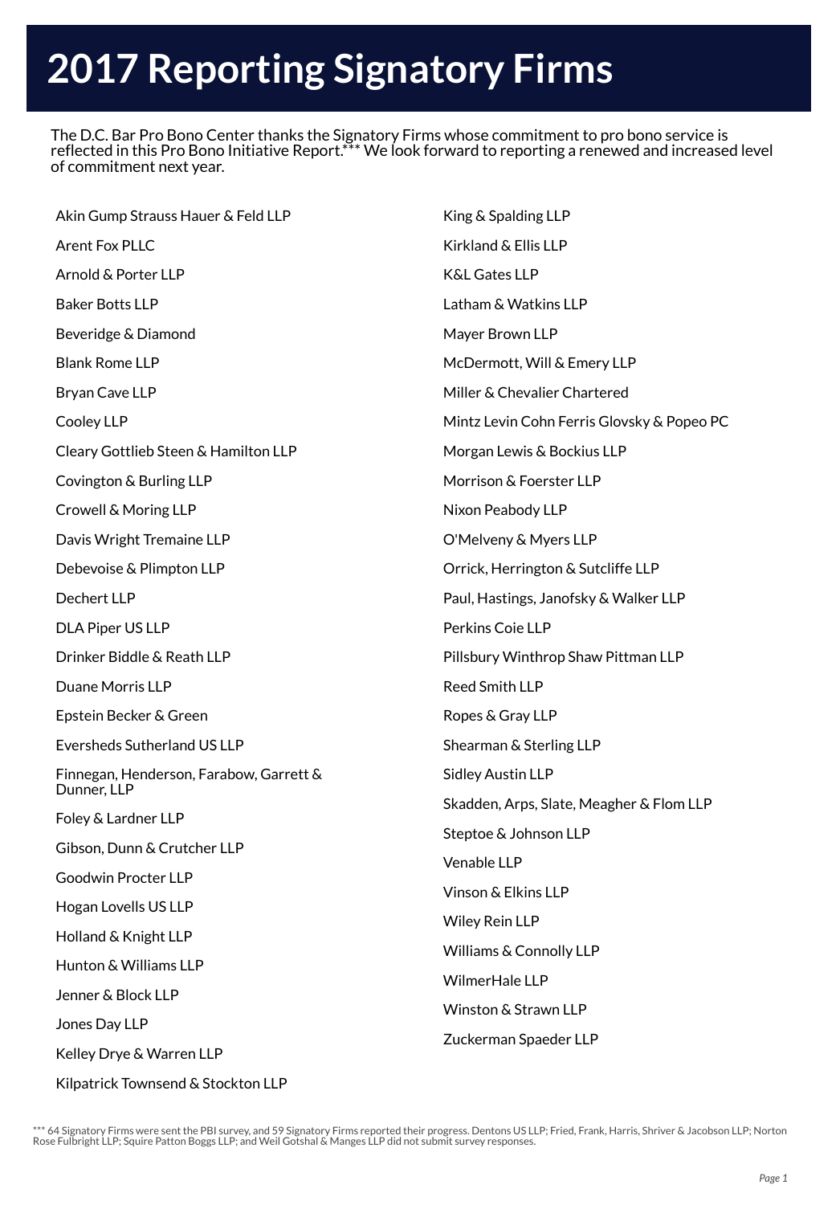# 2017 Reporting Signatory Firms

The D.C. Bar Pro Bono Center thanks the Signatory Firms whose commitment to pro bono service is reflected in this Pro Bono Initiative Report.*** We look forward to reporting a renewed and increased level of commitment next year.

Akin Gump Strauss Hauer & Feld LLP

Arent Fox PLLC

Arnold & Porter LLP

Baker Botts LLP

Beveridge & Diamond

Blank Rome LLP

Bryan Cave LLP

Cooley LLP

Cleary Gottlieb Steen & Hamilton LLP

Covington & Burling LLP

Crowell & Moring LLP

Davis Wright Tremaine LLP

Debevoise & Plimpton LLP

Dechert LLP

DLA Piper US LLP

Drinker Biddle & Reath LLP

Duane Morris LLP

Epstein Becker & Green

Eversheds Sutherland US LLP

Finnegan, Henderson, Farabow, Garrett & Dunner, LLP

Foley & Lardner LLP

Gibson, Dunn & Crutcher LLP

Goodwin Procter LLP

Hogan Lovells US LLP

Holland & Knight LLP

Hunton & Williams LLP

Jenner & Block LLP

Jones Day LLP

Kelley Drye & Warren LLP

Kilpatrick Townsend & Stockton LLP

King & Spalding LLP

Kirkland & Ellis LLP

K&L Gates LLP

Latham & Watkins LLP

Mayer Brown LLP

McDermott, Will & Emery LLP

Miller & Chevalier Chartered

Mintz Levin Cohn Ferris Glovsky & Popeo PC

Morgan Lewis & Bockius LLP

Morrison & Foerster LLP

Nixon Peabody LLP

O'Melveny & Myers LLP

Orrick, Herrington & Sutcliffe LLP

Paul, Hastings, Janofsky & Walker LLP

Perkins Coie LLP

Pillsbury Winthrop Shaw Pittman LLP

Reed Smith LLP

Ropes & Gray LLP

Shearman & Sterling LLP

Sidley Austin LLP

Skadden, Arps, Slate, Meagher & Flom LLP

Steptoe & Johnson LLP

Venable LLP

Vinson & Elkins LLP

Wiley Rein LLP

Williams & Connolly LLP

WilmerHale LLP

Winston & Strawn LLP

Zuckerman Spaeder LLP

*** 64 Signatory Firms were sent the PBI survey, and 59 Signatory Firms reported their progress. Dentons US LLP; Fried, Frank, Harris, Shriver & Jacobson LLP; Norton Rose Fulbright LLP; Squire Patton Boggs LLP; and Weil Gotshal & Manges LLP did not submit survey responses.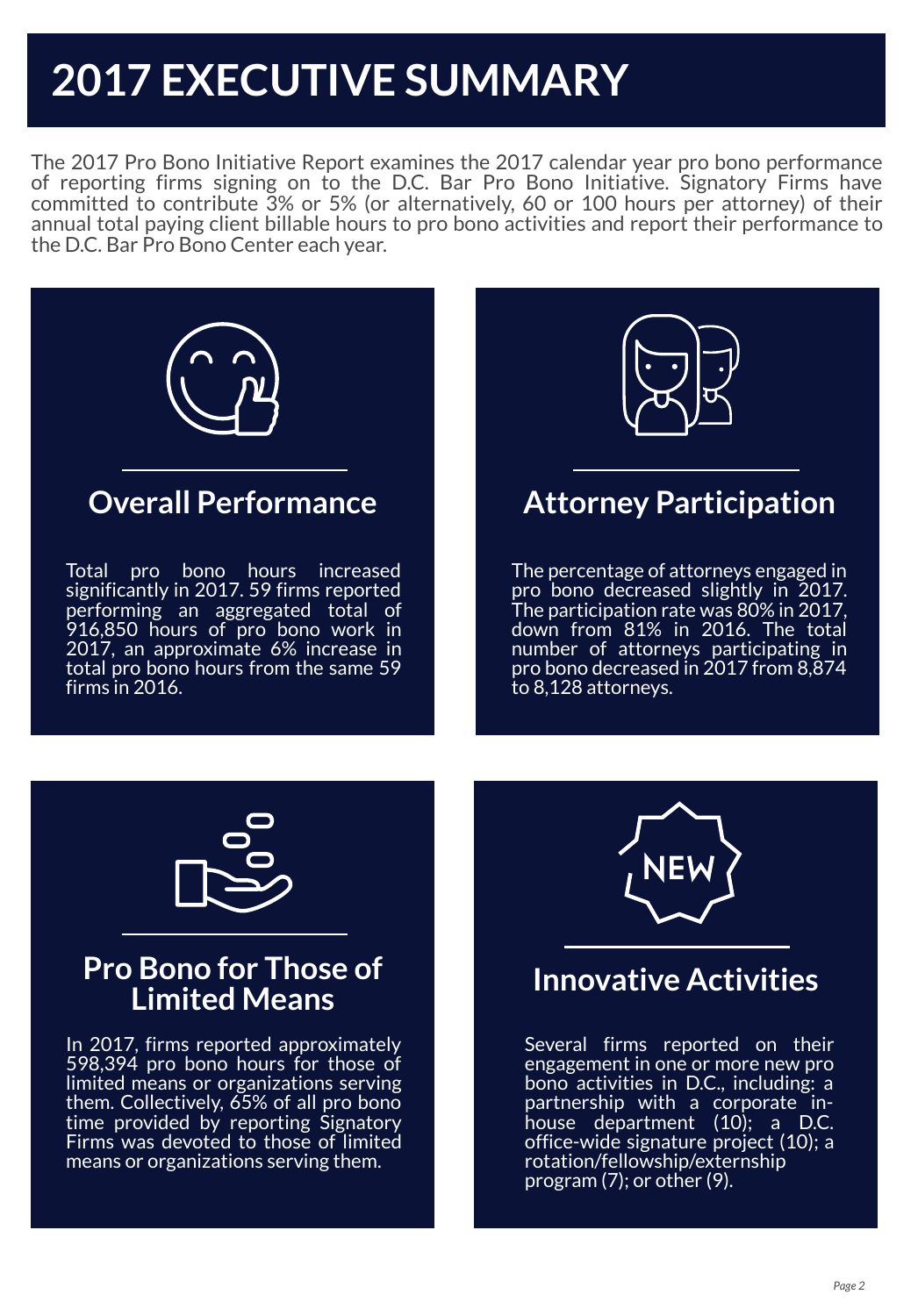# 2017 EXECUTIVE SUMMARY

The 2017 Pro Bono Initiative Report examines the 2017 calendar year pro bono performance of reporting firms signing on to the D.C. Bar Pro Bono Initiative. Signatory Firms have committed to contribute 3% or 5% (or alternatively, 60 or 100 hours per attorney) of their annual total paying client billable hours to pro bono activities and report their performance to the D.C. Bar Pro Bono Center each year.

## Overall Performance

Total pro bono hours increased significantly in 2017. 59 firms reported performing an aggregated total of 916,850 hours of pro bono work in 2017, an approximate 6% increase in total pro bono hours from the same 59 firms in 2016.

## Attorney Participation

The percentage of attorneys engaged in pro bono decreased slightly in 2017. The participation rate was 80% in 2017, down from 81% in 2016. The total number of attorneys participating in pro bono decreased in 2017 from 8,874 to 8,128 attorneys.

## Pro Bono for Those of Limited Means

In 2017, firms reported approximately 598,394 pro bono hours for those of limited means or organizations serving them. Collectively, 65% of all pro bono time provided by reporting Signatory Firms was devoted to those of limited means or organizations serving them.

## Innovative Activities

Several firms reported on their engagement in one or more new pro bono activities in D.C., including: a partnership with a corporate in-house department (10); a D.C. office-wide signature project (10); a rotation/fellowship/externship program (7); or other (9).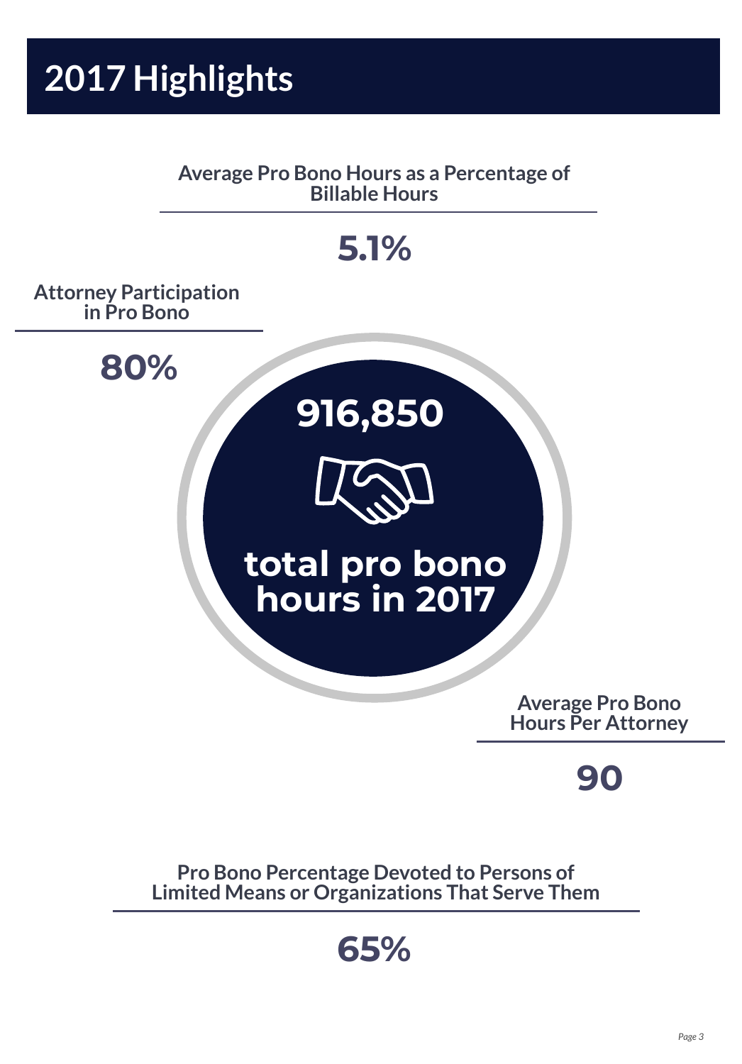# 2017 Highlights

**Average Pro Bono Hours as a Percentage of Billable Hours**

**5.1%**

**Attorney Participation in Pro Bono**

**80%**

**916,850**

**total pro bono hours in 2017**

**Average Pro Bono Hours Per Attorney**

**90**

**Pro Bono Percentage Devoted to Persons of Limited Means or Organizations That Serve Them**

**65%**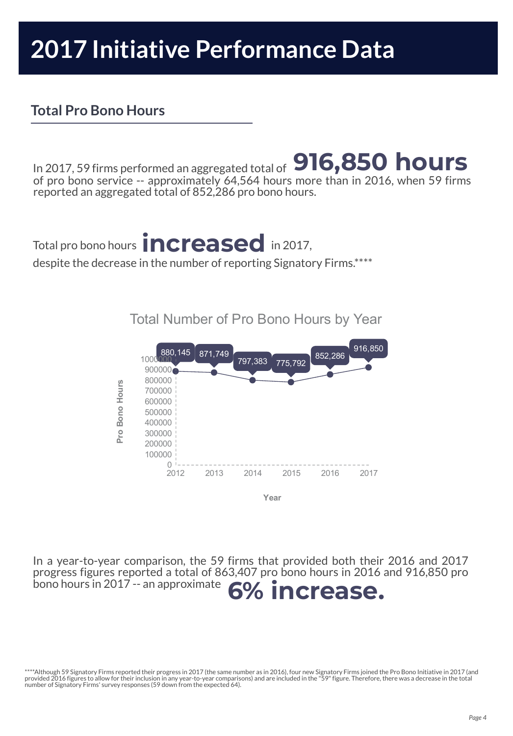# 2017 Initiative Performance Data

## Total Pro Bono Hours

In 2017, 59 firms performed an aggregated total of **916,850 hours** of pro bono service -- approximately 64,564 hours more than in 2016, when 59 firms reported an aggregated total of 852,286 pro bono hours.

Total pro bono hours **increased** in 2017, despite the decrease in the number of reporting Signatory Firms.****

Total Number of Pro Bono Hours by Year

| Year | Pro Bono Hours |
|---|---|
| 2012 | 880,145 |
| 2013 | 871,749 |
| 2014 | 797,383 |
| 2015 | 775,792 |
| 2016 | 852,286 |
| 2017 | 916,850 |

In a year-to-year comparison, the 59 firms that provided both their 2016 and 2017 progress figures reported a total of 863,407 pro bono hours in 2016 and 916,850 pro bono hours in 2017 -- an approximate **6% increase.**

****Although 59 Signatory Firms reported their progress in 2017 (the same number as in 2016), four new Signatory Firms joined the Pro Bono Initiative in 2017 (and provided 2016 figures to allow for their inclusion in any year-to-year comparisons) and are included in the "59" figure. Therefore, there was a decrease in the total number of Signatory Firms' survey responses (59 down from the expected 64).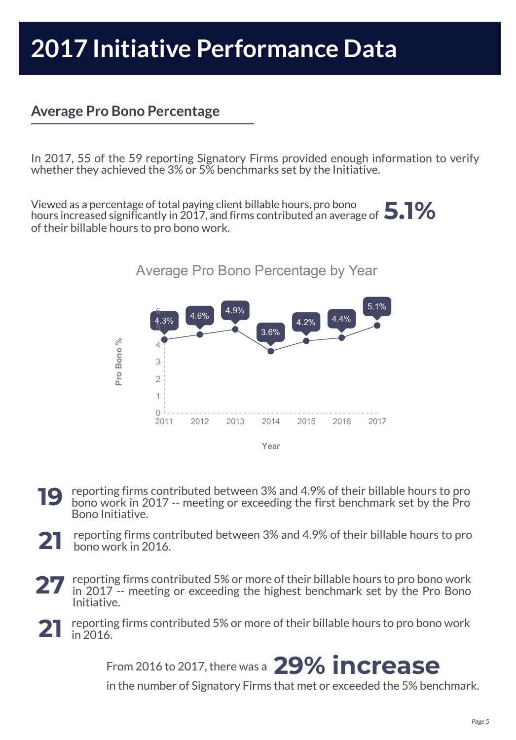# 2017 Initiative Performance Data

## Average Pro Bono Percentage

In 2017, 55 of the 59 reporting Signatory Firms provided enough information to verify whether they achieved the 3% or 5% benchmarks set by the Initiative.

Viewed as a percentage of total paying client billable hours, pro bono hours increased significantly in 2017, and firms contributed an average of **5.1%** of their billable hours to pro bono work.

Average Pro Bono Percentage by Year

Pro Bono %

0
1
2
3
4
5
6

4.3%
4.6%
4.9%
3.6%
4.2%
4.4%
5.1%

2011
2012
2013
2014
2015
2016
2017

Year

**19** reporting firms contributed between 3% and 4.9% of their billable hours to pro bono work in 2017 -- meeting or exceeding the first benchmark set by the Pro Bono Initiative.

**21** reporting firms contributed between 3% and 4.9% of their billable hours to pro bono work in 2016.

**27** reporting firms contributed 5% or more of their billable hours to pro bono work in 2017 -- meeting or exceeding the highest benchmark set by the Pro Bono Initiative.

**21** reporting firms contributed 5% or more of their billable hours to pro bono work in 2016.

From 2016 to 2017, there was a **29% increase** in the number of Signatory Firms that met or exceeded the 5% benchmark.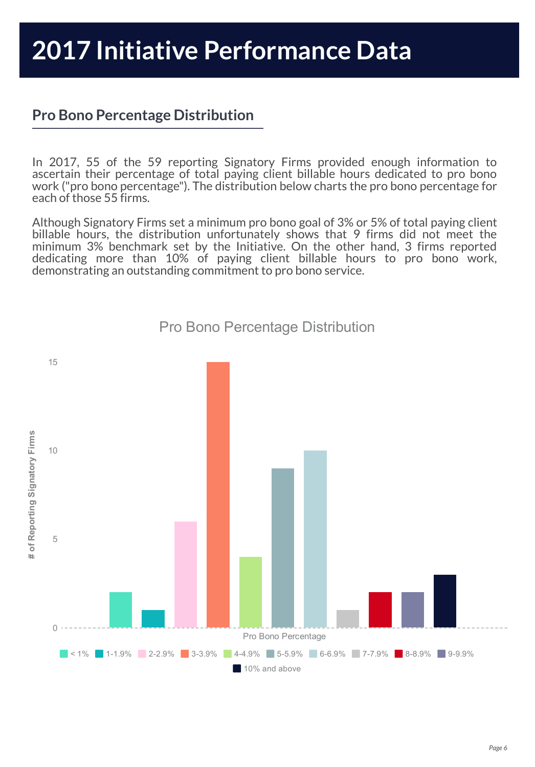# 2017 Initiative Performance Data

## Pro Bono Percentage Distribution

In 2017, 55 of the 59 reporting Signatory Firms provided enough information to ascertain their percentage of total paying client billable hours dedicated to pro bono work ("pro bono percentage"). The distribution below charts the pro bono percentage for each of those 55 firms.

Although Signatory Firms set a minimum pro bono goal of 3% or 5% of total paying client billable hours, the distribution unfortunately shows that 9 firms did not meet the minimum 3% benchmark set by the Initiative. On the other hand, 3 firms reported dedicating more than 10% of paying client billable hours to pro bono work, demonstrating an outstanding commitment to pro bono service.

Pro Bono Percentage Distribution

# of Reporting Signatory Firms

15

10

5

0

Pro Bono Percentage

< 1%
1-1.9%
2-2.9%
3-3.9%
4-4.9%
5-5.9%
6-6.9%
7-7.9%
8-8.9%
9-9.9%
10% and above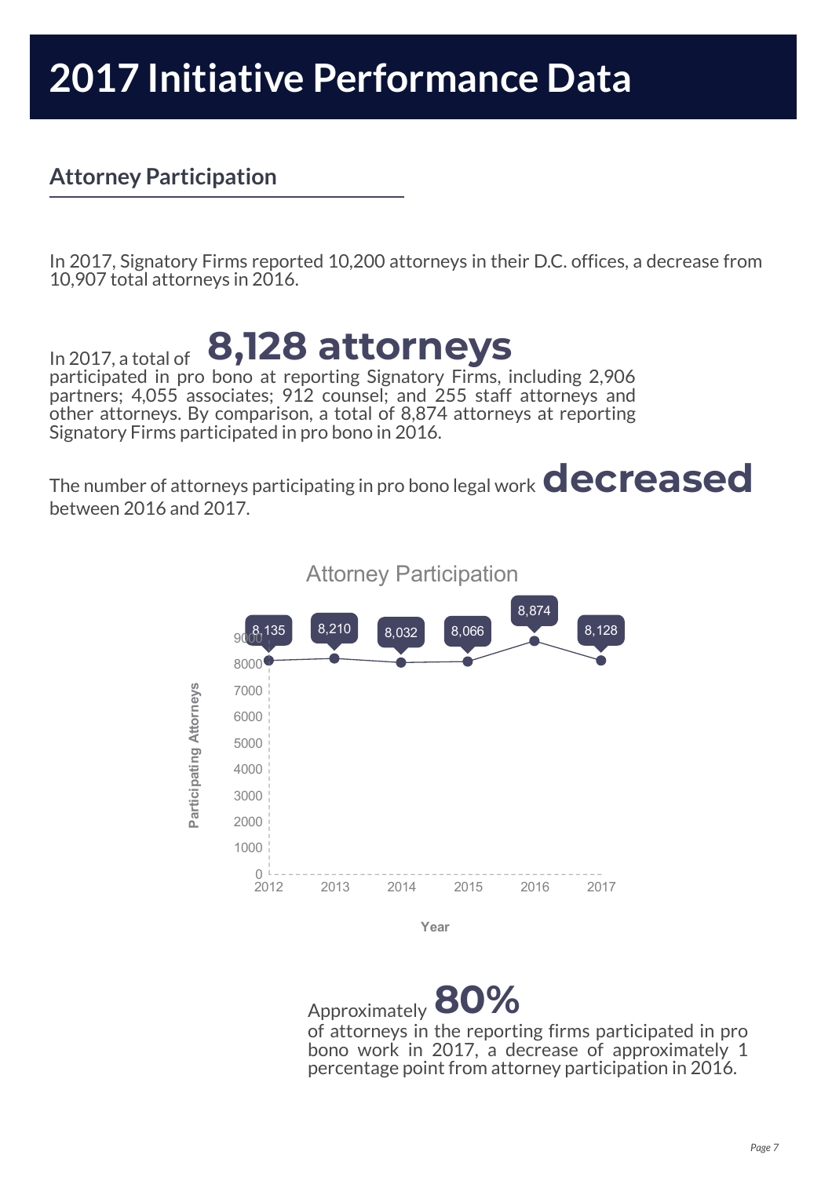# 2017 Initiative Performance Data

## Attorney Participation

In 2017, Signatory Firms reported 10,200 attorneys in their D.C. offices, a decrease from 10,907 total attorneys in 2016.

In 2017, a total of **8,128 attorneys** participated in pro bono at reporting Signatory Firms, including 2,906 partners; 4,055 associates; 912 counsel; and 255 staff attorneys and other attorneys. By comparison, a total of 8,874 attorneys at reporting Signatory Firms participated in pro bono in 2016.

The number of attorneys participating in pro bono legal work **decreased** between 2016 and 2017.

Attorney Participation

Participating Attorneys

0
1000
2000
3000
4000
5000
6000
7000
8000
9000

8,135
8,210
8,032
8,066
8,874
8,128

2012
2013
2014
2015
2016
2017

Year

Approximately **80%** of attorneys in the reporting firms participated in pro bono work in 2017, a decrease of approximately 1 percentage point from attorney participation in 2016.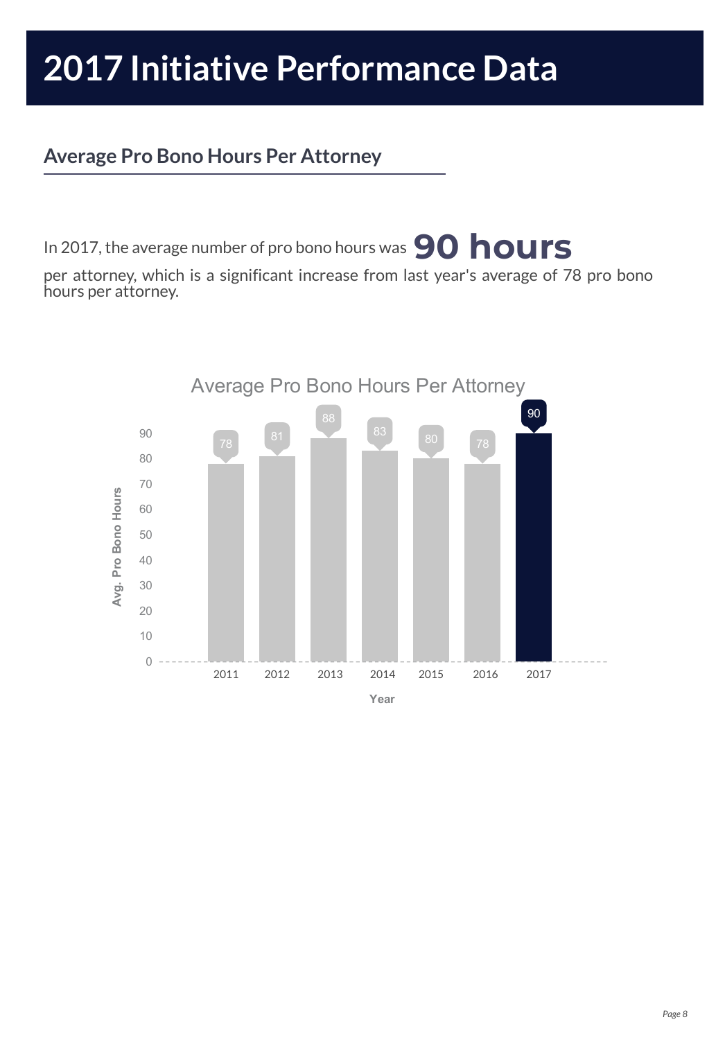# 2017 Initiative Performance Data

## Average Pro Bono Hours Per Attorney

In 2017, the average number of pro bono hours was **90 hours** per attorney, which is a significant increase from last year's average of 78 pro bono hours per attorney.

Average Pro Bono Hours Per Attorney

Avg. Pro Bono Hours

0
10
20
30
40
50
60
70
80
90

78
81
88
83
80
78
90

2011
2012
2013
2014
2015
2016
2017

Year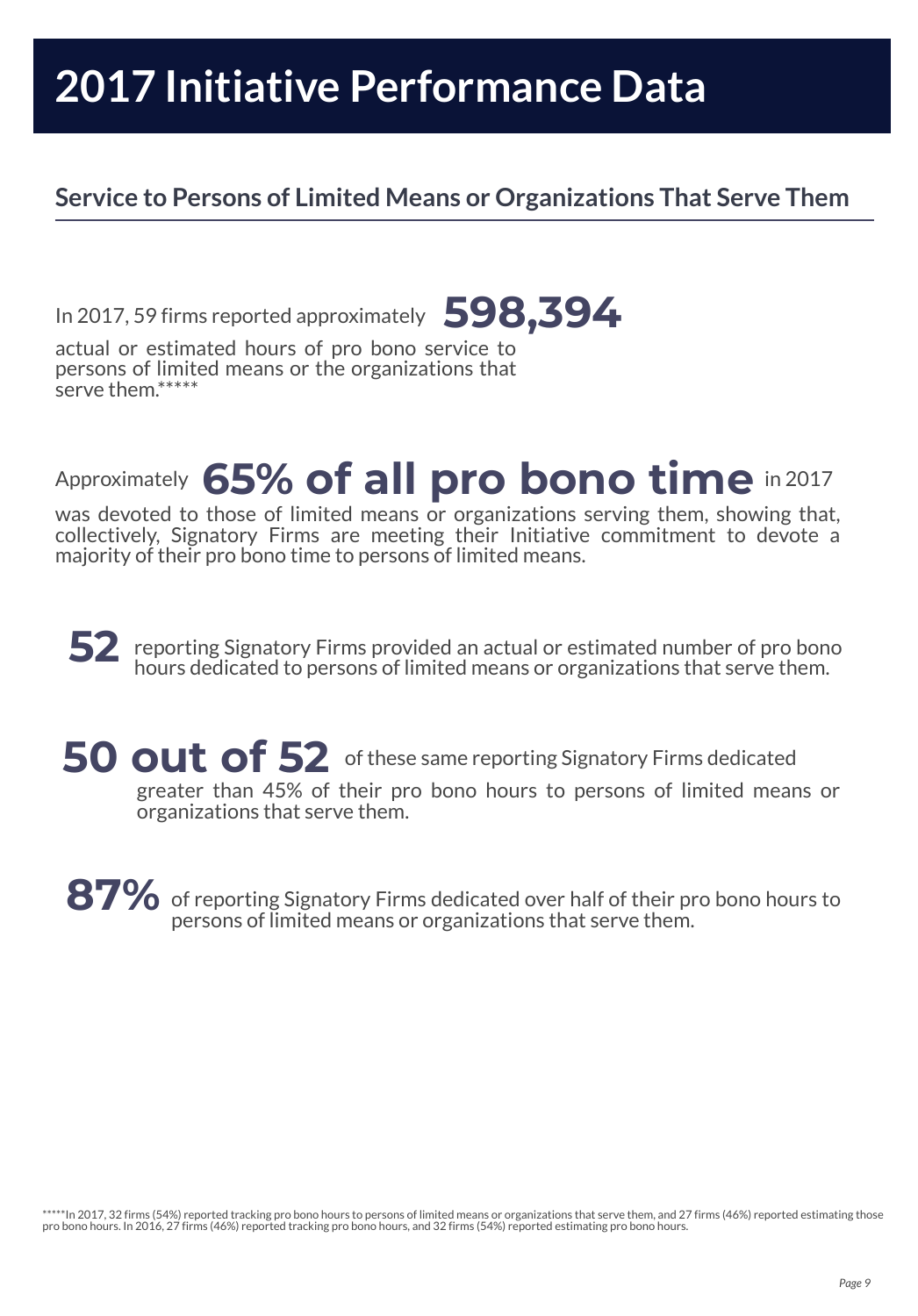# 2017 Initiative Performance Data

## Service to Persons of Limited Means or Organizations That Serve Them

In 2017, 59 firms reported approximately **598,394** actual or estimated hours of pro bono service to persons of limited means or the organizations that serve them.*****

Approximately **65% of all pro bono time** in 2017 was devoted to those of limited means or organizations serving them, showing that, collectively, Signatory Firms are meeting their Initiative commitment to devote a majority of their pro bono time to persons of limited means.

**52** reporting Signatory Firms provided an actual or estimated number of pro bono hours dedicated to persons of limited means or organizations that serve them.

**50 out of 52** of these same reporting Signatory Firms dedicated greater than 45% of their pro bono hours to persons of limited means or organizations that serve them.

**87%** of reporting Signatory Firms dedicated over half of their pro bono hours to persons of limited means or organizations that serve them.

*****In 2017, 32 firms (54%) reported tracking pro bono hours to persons of limited means or organizations that serve them, and 27 firms (46%) reported estimating those pro bono hours. In 2016, 27 firms (46%) reported tracking pro bono hours, and 32 firms (54%) reported estimating pro bono hours.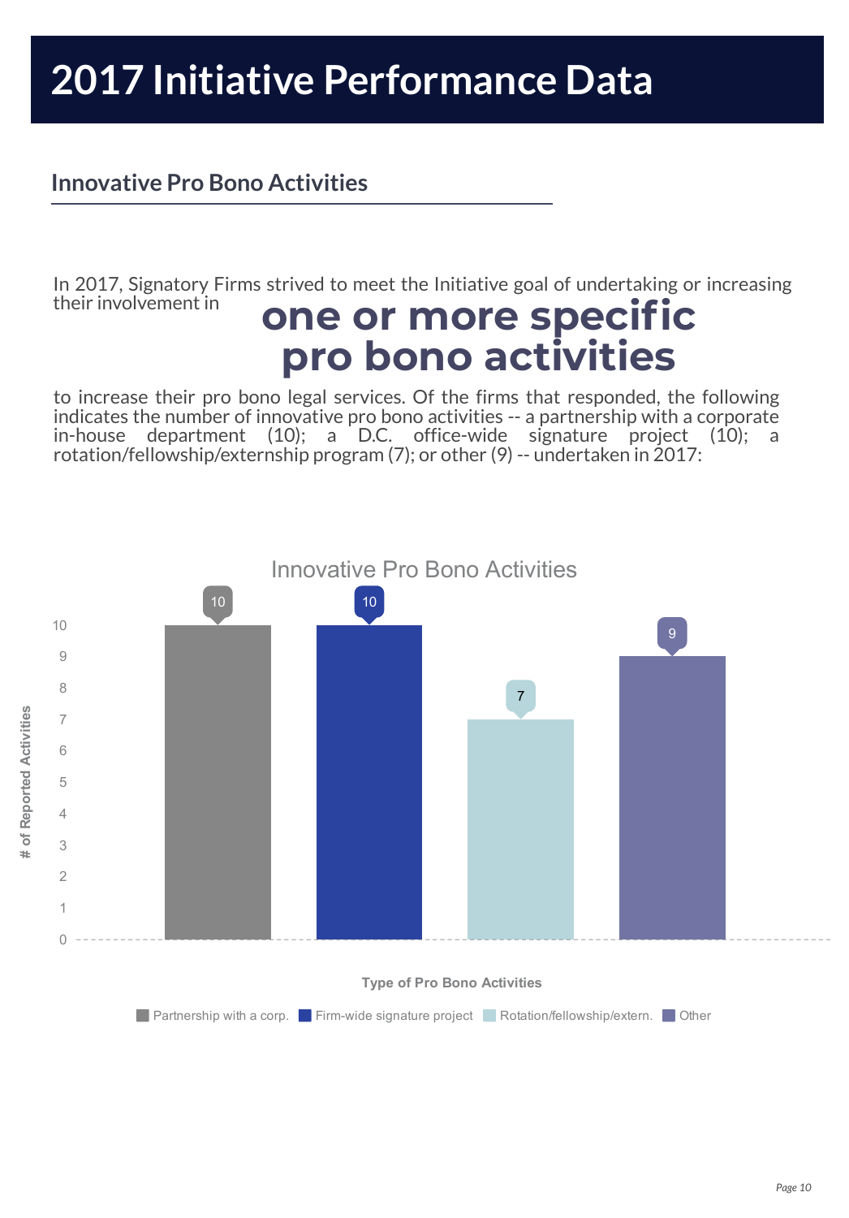# 2017 Initiative Performance Data

## Innovative Pro Bono Activities

In 2017, Signatory Firms strived to meet the Initiative goal of undertaking or increasing their involvement in **one or more specific pro bono activities** to increase their pro bono legal services. Of the firms that responded, the following indicates the number of innovative pro bono activities -- a partnership with a corporate in-house department (10); a D.C. office-wide signature project (10); a rotation/fellowship/externship program (7); or other (9) -- undertaken in 2017:

Innovative Pro Bono Activities

10
10
7
9

10
9
8
7
6
5
4
3
2
1
0

# of Reported Activities

Type of Pro Bono Activities

Partnership with a corp.
Firm-wide signature project
Rotation/fellowship/extern.
Other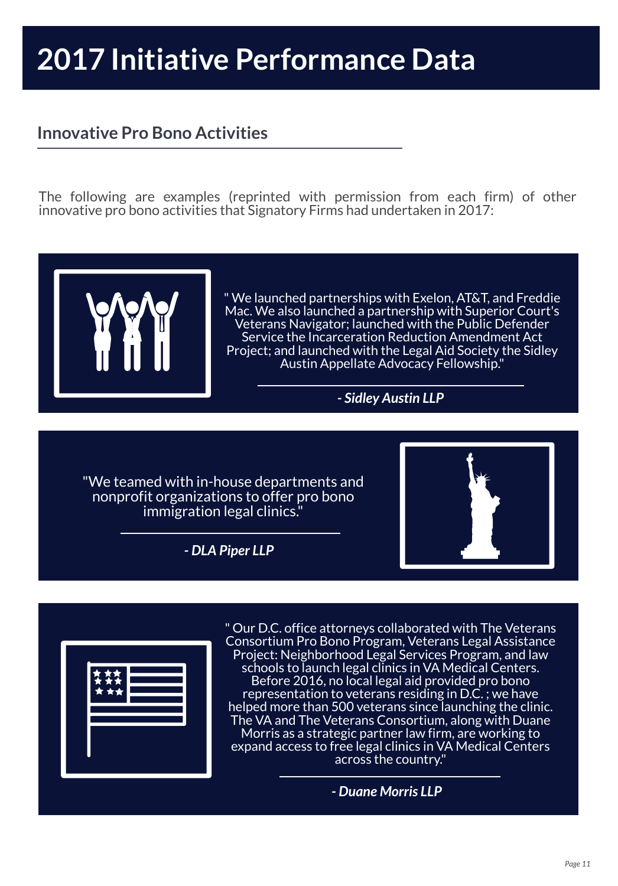# 2017 Initiative Performance Data

## Innovative Pro Bono Activities

The following are examples (reprinted with permission from each firm) of other innovative pro bono activities that Signatory Firms had undertaken in 2017:

" We launched partnerships with Exelon, AT&T, and Freddie Mac. We also launched a partnership with Superior Court's Veterans Navigator; launched with the Public Defender Service the Incarceration Reduction Amendment Act Project; and launched with the Legal Aid Society the Sidley Austin Appellate Advocacy Fellowship."

***- Sidley Austin LLP***

"We teamed with in-house departments and nonprofit organizations to offer pro bono immigration legal clinics."

***- DLA Piper LLP***

" Our D.C. office attorneys collaborated with The Veterans Consortium Pro Bono Program, Veterans Legal Assistance Project: Neighborhood Legal Services Program, and law schools to launch legal clinics in VA Medical Centers. Before 2016, no local legal aid provided pro bono representation to veterans residing in D.C. ; we have helped more than 500 veterans since launching the clinic. The VA and The Veterans Consortium, along with Duane Morris as a strategic partner law firm, are working to expand access to free legal clinics in VA Medical Centers across the country."

***- Duane Morris LLP***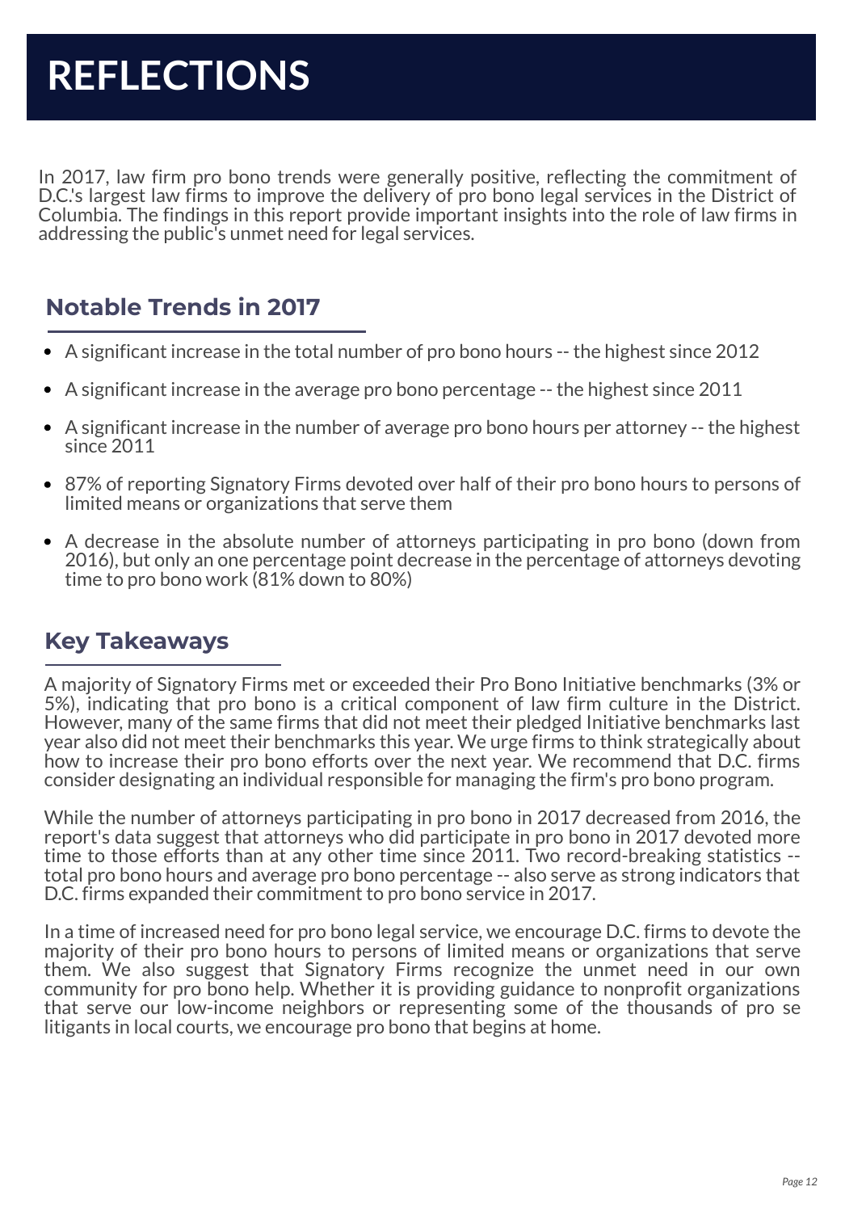# REFLECTIONS

In 2017, law firm pro bono trends were generally positive, reflecting the commitment of D.C.'s largest law firms to improve the delivery of pro bono legal services in the District of Columbia. The findings in this report provide important insights into the role of law firms in addressing the public's unmet need for legal services.

## Notable Trends in 2017

- A significant increase in the total number of pro bono hours -- the highest since 2012
- A significant increase in the average pro bono percentage -- the highest since 2011
- A significant increase in the number of average pro bono hours per attorney -- the highest since 2011
- 87% of reporting Signatory Firms devoted over half of their pro bono hours to persons of limited means or organizations that serve them
- A decrease in the absolute number of attorneys participating in pro bono (down from 2016), but only an one percentage point decrease in the percentage of attorneys devoting time to pro bono work (81% down to 80%)

## Key Takeaways

A majority of Signatory Firms met or exceeded their Pro Bono Initiative benchmarks (3% or 5%), indicating that pro bono is a critical component of law firm culture in the District. However, many of the same firms that did not meet their pledged Initiative benchmarks last year also did not meet their benchmarks this year. We urge firms to think strategically about how to increase their pro bono efforts over the next year. We recommend that D.C. firms consider designating an individual responsible for managing the firm's pro bono program.

While the number of attorneys participating in pro bono in 2017 decreased from 2016, the report's data suggest that attorneys who did participate in pro bono in 2017 devoted more time to those efforts than at any other time since 2011. Two record-breaking statistics -- total pro bono hours and average pro bono percentage -- also serve as strong indicators that D.C. firms expanded their commitment to pro bono service in 2017.

In a time of increased need for pro bono legal service, we encourage D.C. firms to devote the majority of their pro bono hours to persons of limited means or organizations that serve them. We also suggest that Signatory Firms recognize the unmet need in our own community for pro bono help. Whether it is providing guidance to nonprofit organizations that serve our low-income neighbors or representing some of the thousands of pro se litigants in local courts, we encourage pro bono that begins at home.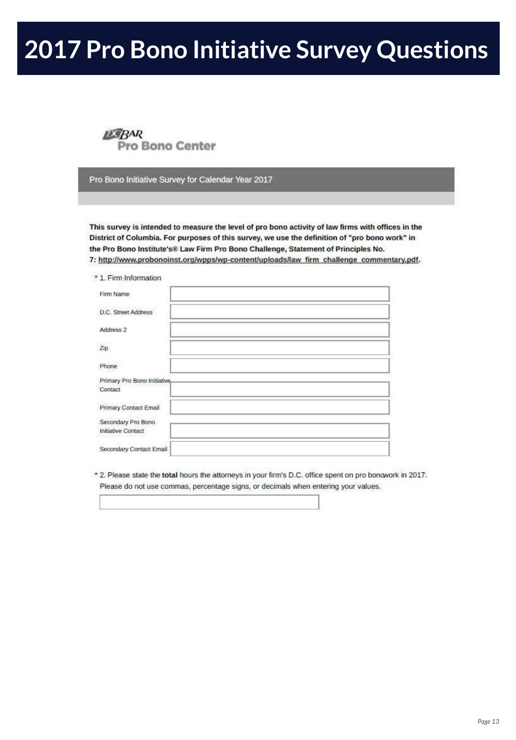# 2017 Pro Bono Initiative Survey Questions

DC BAR
Pro Bono Center

Pro Bono Initiative Survey for Calendar Year 2017

**This survey is intended to measure the level of pro bono activity of law firms with offices in the District of Columbia. For purposes of this survey, we use the definition of "pro bono work" in the Pro Bono Institute's® Law Firm Pro Bono Challenge, Statement of Principles No. 7: http://www.probonoinst.org/wpps/wp-content/uploads/law_firm_challenge_commentary.pdf.**

\* 1. Firm Information

| | |
|---|---|
| Firm Name | |
| D.C. Street Address | |
| Address 2 | |
| Zip | |
| Phone | |
| Primary Pro Bono Initiative Contact | |
| Primary Contact Email | |
| Secondary Pro Bono Initiative Contact | |
| Secondary Contact Email | |

\* 2. Please state the **total** hours the attorneys in your firm's D.C. office spent on pro bonowork in 2017. Please do not use commas, percentage signs, or decimals when entering your values.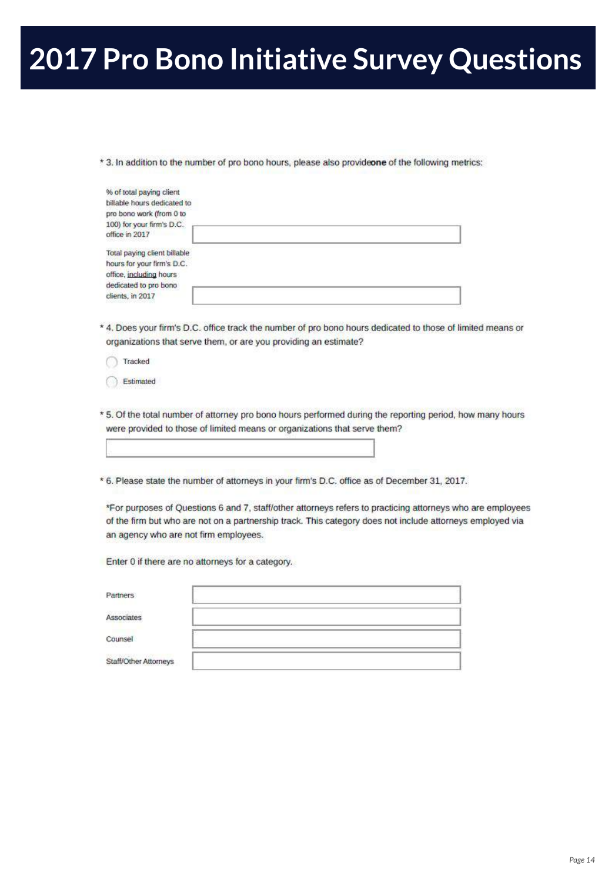# 2017 Pro Bono Initiative Survey Questions

\* 3. In addition to the number of pro bono hours, please also provide**one** of the following metrics:

% of total paying client billable hours dedicated to pro bono work (from 0 to 100) for your firm's D.C. office in 2017

Total paying client billable hours for your firm's D.C. office, including hours dedicated to pro bono clients, in 2017

\* 4. Does your firm's D.C. office track the number of pro bono hours dedicated to those of limited means or organizations that serve them, or are you providing an estimate?

- Tracked
- Estimated

\* 5. Of the total number of attorney pro bono hours performed during the reporting period, how many hours were provided to those of limited means or organizations that serve them?

\* 6. Please state the number of attorneys in your firm's D.C. office as of December 31, 2017.

\*For purposes of Questions 6 and 7, staff/other attorneys refers to practicing attorneys who are employees of the firm but who are not on a partnership track. This category does not include attorneys employed via an agency who are not firm employees.

Enter 0 if there are no attorneys for a category.

Partners

Associates

Counsel

Staff/Other Attorneys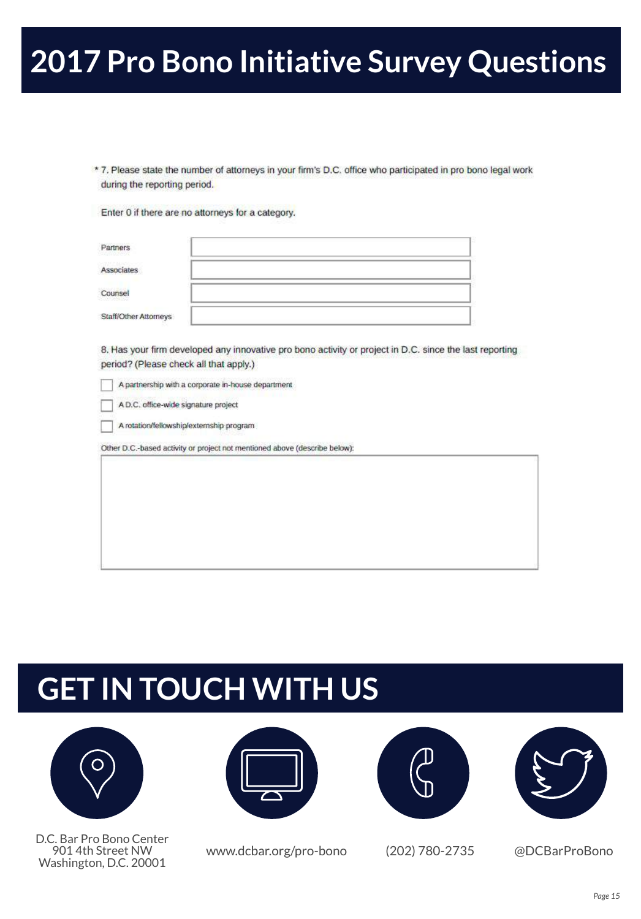# 2017 Pro Bono Initiative Survey Questions

\* 7. Please state the number of attorneys in your firm's D.C. office who participated in pro bono legal work during the reporting period.

Enter 0 if there are no attorneys for a category.

| | |
|---|---|
| Partners | |
| Associates | |
| Counsel | |
| Staff/Other Attorneys | |

8. Has your firm developed any innovative pro bono activity or project in D.C. since the last reporting period? (Please check all that apply.)

- ☐ A partnership with a corporate in-house department
- ☐ A D.C. office-wide signature project
- ☐ A rotation/fellowship/externship program

Other D.C.-based activity or project not mentioned above (describe below):

# GET IN TOUCH WITH US

D.C. Bar Pro Bono Center
901 4th Street NW
Washington, D.C. 20001

www.dcbar.org/pro-bono

(202) 780-2735

@DCBarProBono